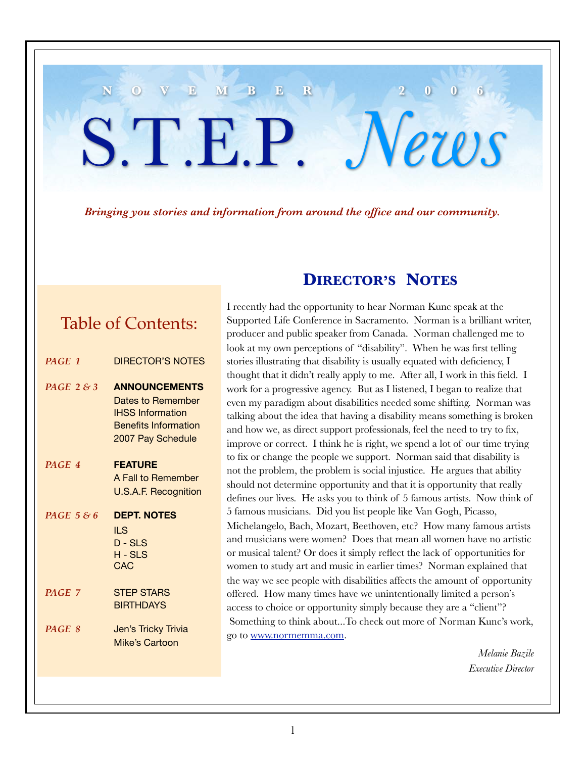# NOVEMBER 2006

# S.T.E.P. *News*

***Bringing you stories and information from around the office and our community.***

## Table of Contents:

| | |
|---|---|
| *PAGE 1* | DIRECTOR'S NOTES |
| *PAGE 2 & 3* | **ANNOUNCEMENTS**<br>Dates to Remember<br>IHSS Information<br>Benefits Information<br>2007 Pay Schedule |
| *PAGE 4* | **FEATURE**<br>A Fall to Remember<br>U.S.A.F. Recognition |
| *PAGE 5 & 6* | **DEPT. NOTES**<br>ILS<br>D - SLS<br>H - SLS<br>CAC |
| *PAGE 7* | STEP STARS<br>BIRTHDAYS |
| *PAGE 8* | Jen's Tricky Trivia<br>Mike's Cartoon |

## DIRECTOR'S NOTES

I recently had the opportunity to hear Norman Kunc speak at the Supported Life Conference in Sacramento. Norman is a brilliant writer, producer and public speaker from Canada. Norman challenged me to look at my own perceptions of "disability". When he was first telling stories illustrating that disability is usually equated with deficiency, I thought that it didn't really apply to me. After all, I work in this field. I work for a progressive agency. But as I listened, I began to realize that even my paradigm about disabilities needed some shifting. Norman was talking about the idea that having a disability means something is broken and how we, as direct support professionals, feel the need to try to fix, improve or correct. I think he is right, we spend a lot of our time trying to fix or change the people we support. Norman said that disability is not the problem, the problem is social injustice. He argues that ability should not determine opportunity and that it is opportunity that really defines our lives. He asks you to think of 5 famous artists. Now think of 5 famous musicians. Did you list people like Van Gogh, Picasso, Michelangelo, Bach, Mozart, Beethoven, etc? How many famous artists and musicians were women? Does that mean all women have no artistic or musical talent? Or does it simply reflect the lack of opportunities for women to study art and music in earlier times? Norman explained that the way we see people with disabilities affects the amount of opportunity offered. How many times have we unintentionally limited a person's access to choice or opportunity simply because they are a "client"? Something to think about...To check out more of Norman Kunc's work, go to [www.normemma.com](http://www.normemma.com).

*Melanie Bazile*
*Executive Director*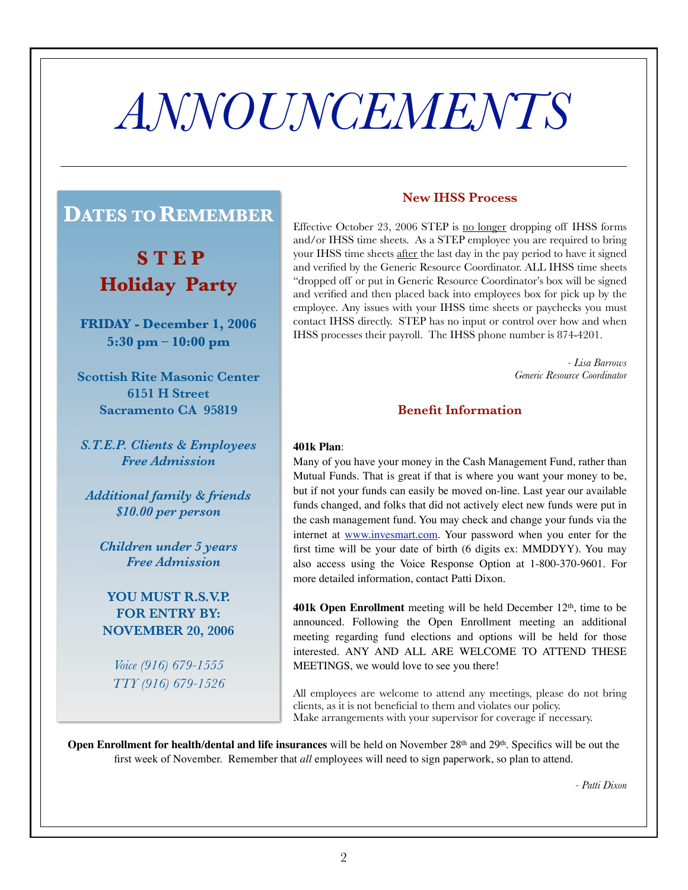# ANNOUNCEMENTS

## Dates to Remember

### S T E P Holiday Party

**FRIDAY - December 1, 2006**
**5:30 pm – 10:00 pm**

**Scottish Rite Masonic Center**
**6151 H Street**
**Sacramento CA 95819**

***S.T.E.P. Clients & Employees Free Admission***

***Additional family & friends $10.00 per person***

***Children under 5 years Free Admission***

**YOU MUST R.S.V.P. FOR ENTRY BY: NOVEMBER 20, 2006**

*Voice (916) 679-1555*
*TTY (916) 679-1526*

## New IHSS Process

Effective October 23, 2006 STEP is no longer dropping off IHSS forms and/or IHSS time sheets. As a STEP employee you are required to bring your IHSS time sheets after the last day in the pay period to have it signed and verified by the Generic Resource Coordinator. ALL IHSS time sheets "dropped off or put in Generic Resource Coordinator's box will be signed and verified and then placed back into employees box for pick up by the employee. Any issues with your IHSS time sheets or paychecks you must contact IHSS directly. STEP has no input or control over how and when IHSS processes their payroll. The IHSS phone number is 874-4201.

*- Lisa Barrows*
*Generic Resource Coordinator*

## Benefit Information

**401k Plan**:
Many of you have your money in the Cash Management Fund, rather than Mutual Funds. That is great if that is where you want your money to be, but if not your funds can easily be moved on-line. Last year our available funds changed, and folks that did not actively elect new funds were put in the cash management fund. You may check and change your funds via the internet at www.invesmart.com. Your password when you enter for the first time will be your date of birth (6 digits ex: MMDDYY). You may also access using the Voice Response Option at 1-800-370-9601. For more detailed information, contact Patti Dixon.

**401k Open Enrollment** meeting will be held December 12th, time to be announced. Following the Open Enrollment meeting an additional meeting regarding fund elections and options will be held for those interested. ANY AND ALL ARE WELCOME TO ATTEND THESE MEETINGS, we would love to see you there!

All employees are welcome to attend any meetings, please do not bring clients, as it is not beneficial to them and violates our policy.
Make arrangements with your supervisor for coverage if necessary.

**Open Enrollment for health/dental and life insurances** will be held on November 28th and 29th. Specifics will be out the first week of November. Remember that *all* employees will need to sign paperwork, so plan to attend.

*- Patti Dixon*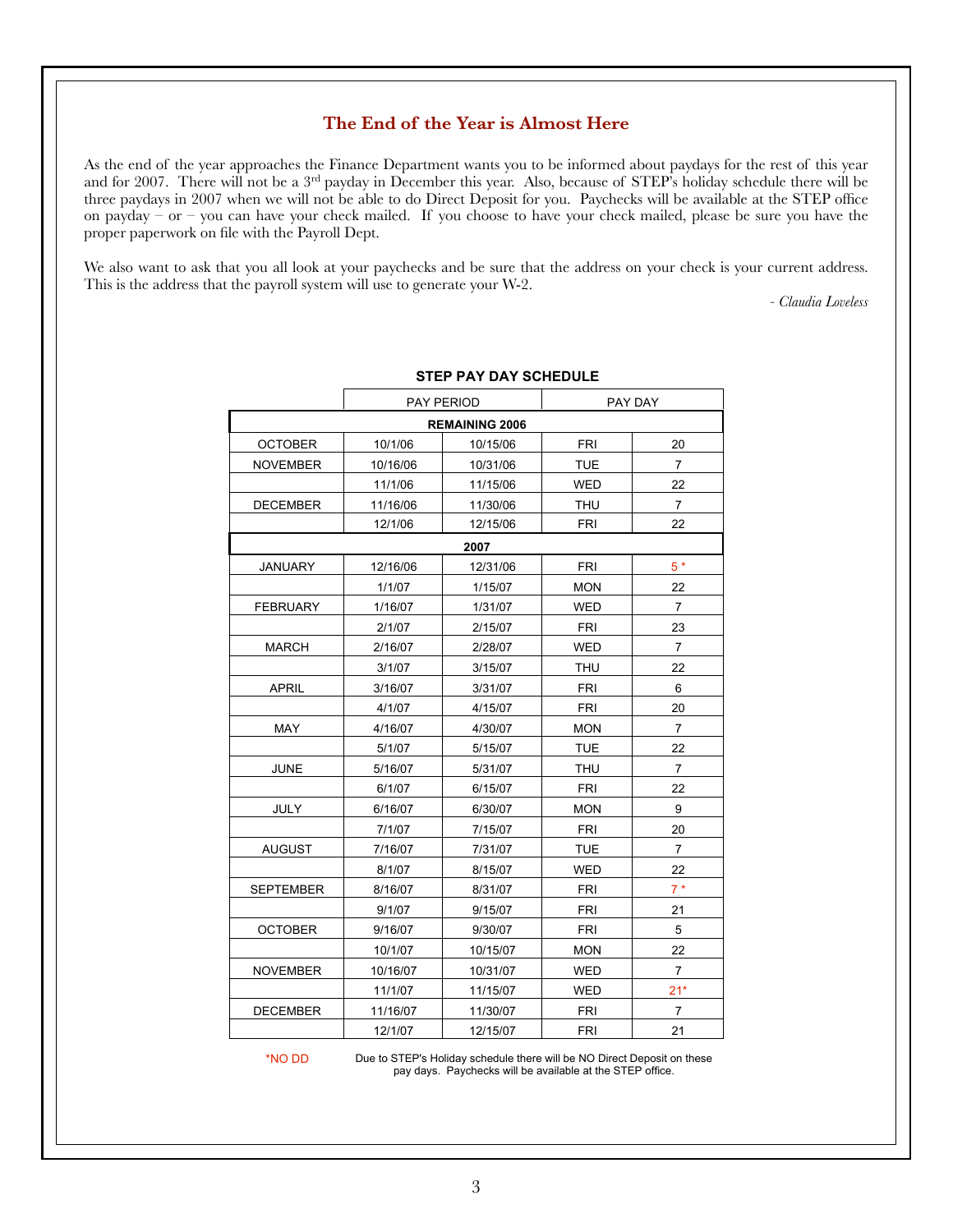## The End of the Year is Almost Here

As the end of the year approaches the Finance Department wants you to be informed about paydays for the rest of this year and for 2007. There will not be a 3rd payday in December this year. Also, because of STEP's holiday schedule there will be three paydays in 2007 when we will not be able to do Direct Deposit for you. Paychecks will be available at the STEP office on payday – or – you can have your check mailed. If you choose to have your check mailed, please be sure you have the proper paperwork on file with the Payroll Dept.

We also want to ask that you all look at your paychecks and be sure that the address on your check is your current address. This is the address that the payroll system will use to generate your W-2.

*- Claudia Loveless*

**STEP PAY DAY SCHEDULE**

| | PAY PERIOD | | PAY DAY | |
|---|---|---|---|---|
| | **REMAINING 2006** | | | |
| OCTOBER | 10/1/06 | 10/15/06 | FRI | 20 |
| NOVEMBER | 10/16/06 | 10/31/06 | TUE | 7 |
| | 11/1/06 | 11/15/06 | WED | 22 |
| DECEMBER | 11/16/06 | 11/30/06 | THU | 7 |
| | 12/1/06 | 12/15/06 | FRI | 22 |
| | **2007** | | | |
| JANUARY | 12/16/06 | 12/31/06 | FRI | 5 * |
| | 1/1/07 | 1/15/07 | MON | 22 |
| FEBRUARY | 1/16/07 | 1/31/07 | WED | 7 |
| | 2/1/07 | 2/15/07 | FRI | 23 |
| MARCH | 2/16/07 | 2/28/07 | WED | 7 |
| | 3/1/07 | 3/15/07 | THU | 22 |
| APRIL | 3/16/07 | 3/31/07 | FRI | 6 |
| | 4/1/07 | 4/15/07 | FRI | 20 |
| MAY | 4/16/07 | 4/30/07 | MON | 7 |
| | 5/1/07 | 5/15/07 | TUE | 22 |
| JUNE | 5/16/07 | 5/31/07 | THU | 7 |
| | 6/1/07 | 6/15/07 | FRI | 22 |
| JULY | 6/16/07 | 6/30/07 | MON | 9 |
| | 7/1/07 | 7/15/07 | FRI | 20 |
| AUGUST | 7/16/07 | 7/31/07 | TUE | 7 |
| | 8/1/07 | 8/15/07 | WED | 22 |
| SEPTEMBER | 8/16/07 | 8/31/07 | FRI | 7 * |
| | 9/1/07 | 9/15/07 | FRI | 21 |
| OCTOBER | 9/16/07 | 9/30/07 | FRI | 5 |
| | 10/1/07 | 10/15/07 | MON | 22 |
| NOVEMBER | 10/16/07 | 10/31/07 | WED | 7 |
| | 11/1/07 | 11/15/07 | WED | 21* |
| DECEMBER | 11/16/07 | 11/30/07 | FRI | 7 |
| | 12/1/07 | 12/15/07 | FRI | 21 |

*NO DD — Due to STEP's Holiday schedule there will be NO Direct Deposit on these pay days. Paychecks will be available at the STEP office.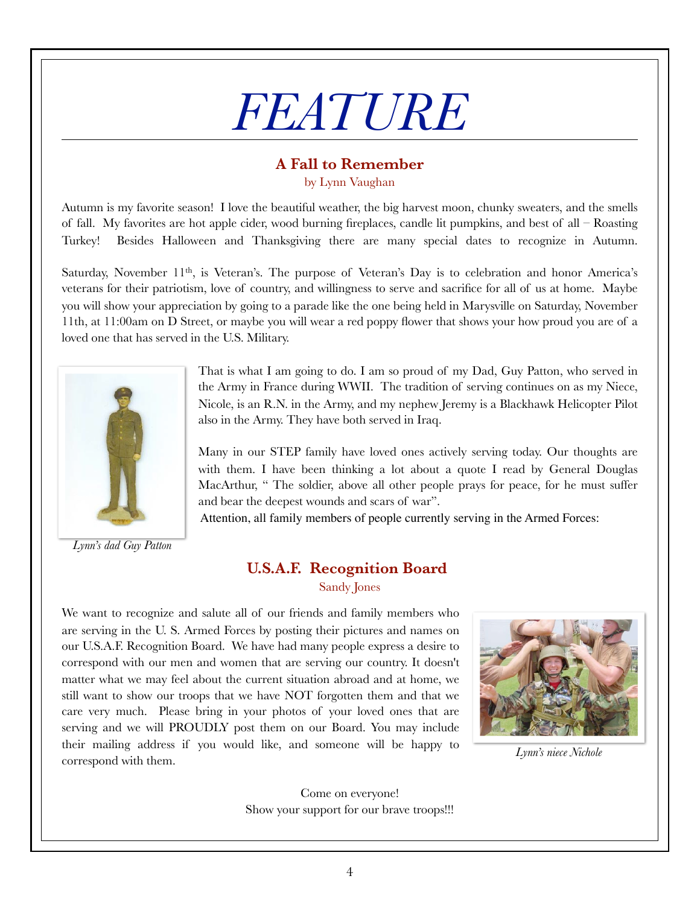# FEATURE

## A Fall to Remember

by Lynn Vaughan

Autumn is my favorite season! I love the beautiful weather, the big harvest moon, chunky sweaters, and the smells of fall. My favorites are hot apple cider, wood burning fireplaces, candle lit pumpkins, and best of all – Roasting Turkey! Besides Halloween and Thanksgiving there are many special dates to recognize in Autumn.

Saturday, November 11th, is Veteran's. The purpose of Veteran's Day is to celebration and honor America's veterans for their patriotism, love of country, and willingness to serve and sacrifice for all of us at home. Maybe you will show your appreciation by going to a parade like the one being held in Marysville on Saturday, November 11th, at 11:00am on D Street, or maybe you will wear a red poppy flower that shows your how proud you are of a loved one that has served in the U.S. Military.

That is what I am going to do. I am so proud of my Dad, Guy Patton, who served in the Army in France during WWII. The tradition of serving continues on as my Niece, Nicole, is an R.N. in the Army, and my nephew Jeremy is a Blackhawk Helicopter Pilot also in the Army. They have both served in Iraq.

Many in our STEP family have loved ones actively serving today. Our thoughts are with them. I have been thinking a lot about a quote I read by General Douglas MacArthur, " The soldier, above all other people prays for peace, for he must suffer and bear the deepest wounds and scars of war".

Attention, all family members of people currently serving in the Armed Forces:

*Lynn's dad Guy Patton*

## U.S.A.F. Recognition Board

Sandy Jones

We want to recognize and salute all of our friends and family members who are serving in the U. S. Armed Forces by posting their pictures and names on our U.S.A.F. Recognition Board. We have had many people express a desire to correspond with our men and women that are serving our country. It doesn't matter what we may feel about the current situation abroad and at home, we still want to show our troops that we have NOT forgotten them and that we care very much. Please bring in your photos of your loved ones that are serving and we will PROUDLY post them on our Board. You may include their mailing address if you would like, and someone will be happy to correspond with them.

*Lynn's niece Nichole*

Come on everyone!
Show your support for our brave troops!!!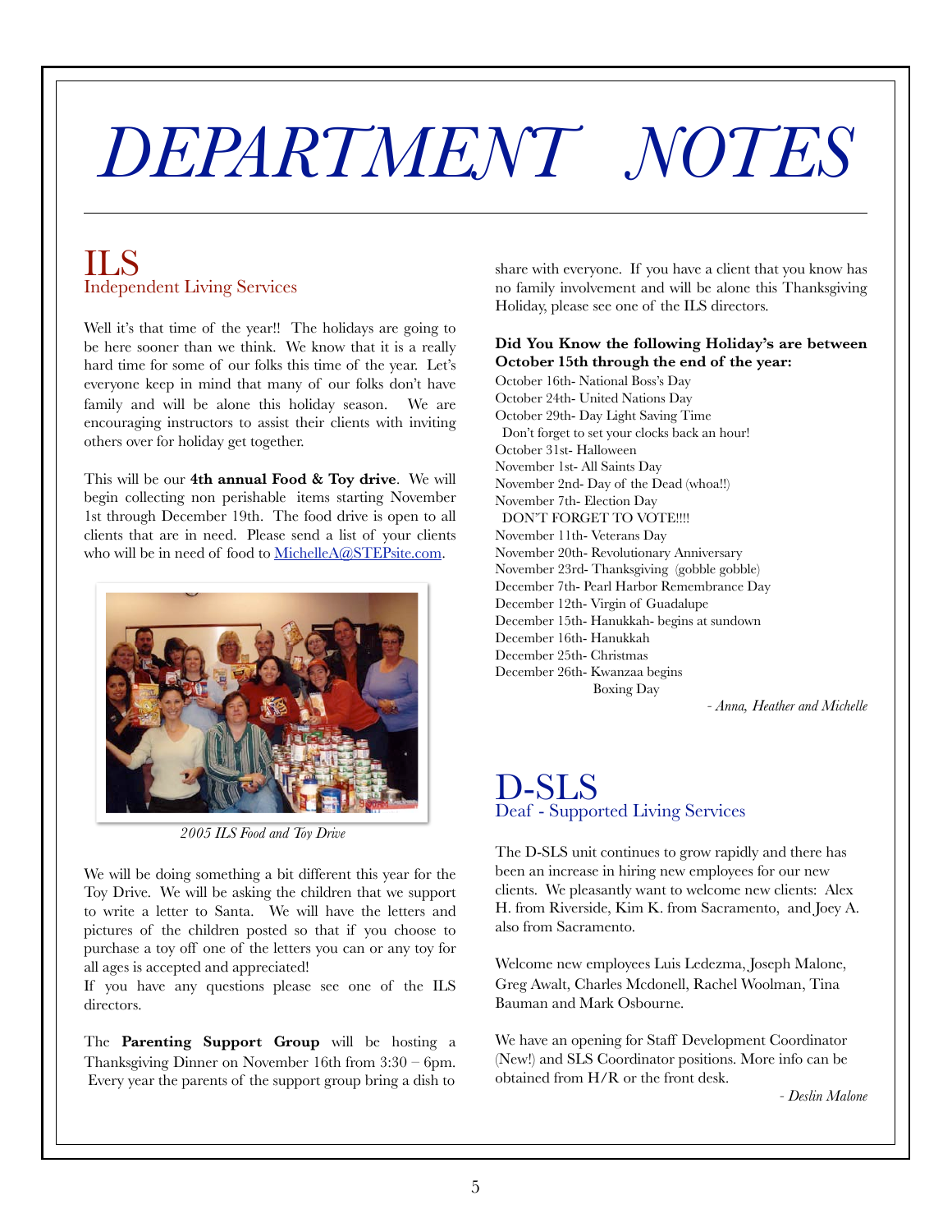# DEPARTMENT NOTES

## ILS
### Independent Living Services

Well it's that time of the year!! The holidays are going to be here sooner than we think. We know that it is a really hard time for some of our folks this time of the year. Let's everyone keep in mind that many of our folks don't have family and will be alone this holiday season. We are encouraging instructors to assist their clients with inviting others over for holiday get together.

This will be our **4th annual Food & Toy drive**. We will begin collecting non perishable items starting November 1st through December 19th. The food drive is open to all clients that are in need. Please send a list of your clients who will be in need of food to MichelleA@STEPsite.com.

*2005 ILS Food and Toy Drive*

We will be doing something a bit different this year for the Toy Drive. We will be asking the children that we support to write a letter to Santa. We will have the letters and pictures of the children posted so that if you choose to purchase a toy off one of the letters you can or any toy for all ages is accepted and appreciated!
If you have any questions please see one of the ILS directors.

The **Parenting Support Group** will be hosting a Thanksgiving Dinner on November 16th from 3:30 – 6pm. Every year the parents of the support group bring a dish to share with everyone. If you have a client that you know has no family involvement and will be alone this Thanksgiving Holiday, please see one of the ILS directors.

**Did You Know the following Holiday's are between October 15th through the end of the year:**

October 16th- National Boss's Day
October 24th- United Nations Day
October 29th- Day Light Saving Time
Don't forget to set your clocks back an hour!
October 31st- Halloween
November 1st- All Saints Day
November 2nd- Day of the Dead (whoa!!)
November 7th- Election Day
DON'T FORGET TO VOTE!!!!
November 11th- Veterans Day
November 20th- Revolutionary Anniversary
November 23rd- Thanksgiving (gobble gobble)
December 7th- Pearl Harbor Remembrance Day
December 12th- Virgin of Guadalupe
December 15th- Hanukkah- begins at sundown
December 16th- Hanukkah
December 25th- Christmas
December 26th- Kwanzaa begins
Boxing Day

*- Anna, Heather and Michelle*

## D-SLS
### Deaf - Supported Living Services

The D-SLS unit continues to grow rapidly and there has been an increase in hiring new employees for our new clients. We pleasantly want to welcome new clients: Alex H. from Riverside, Kim K. from Sacramento, and Joey A. also from Sacramento.

Welcome new employees Luis Ledezma, Joseph Malone, Greg Awalt, Charles Mcdonell, Rachel Woolman, Tina Bauman and Mark Osbourne.

We have an opening for Staff Development Coordinator (New!) and SLS Coordinator positions. More info can be obtained from H/R or the front desk.

*- Deslin Malone*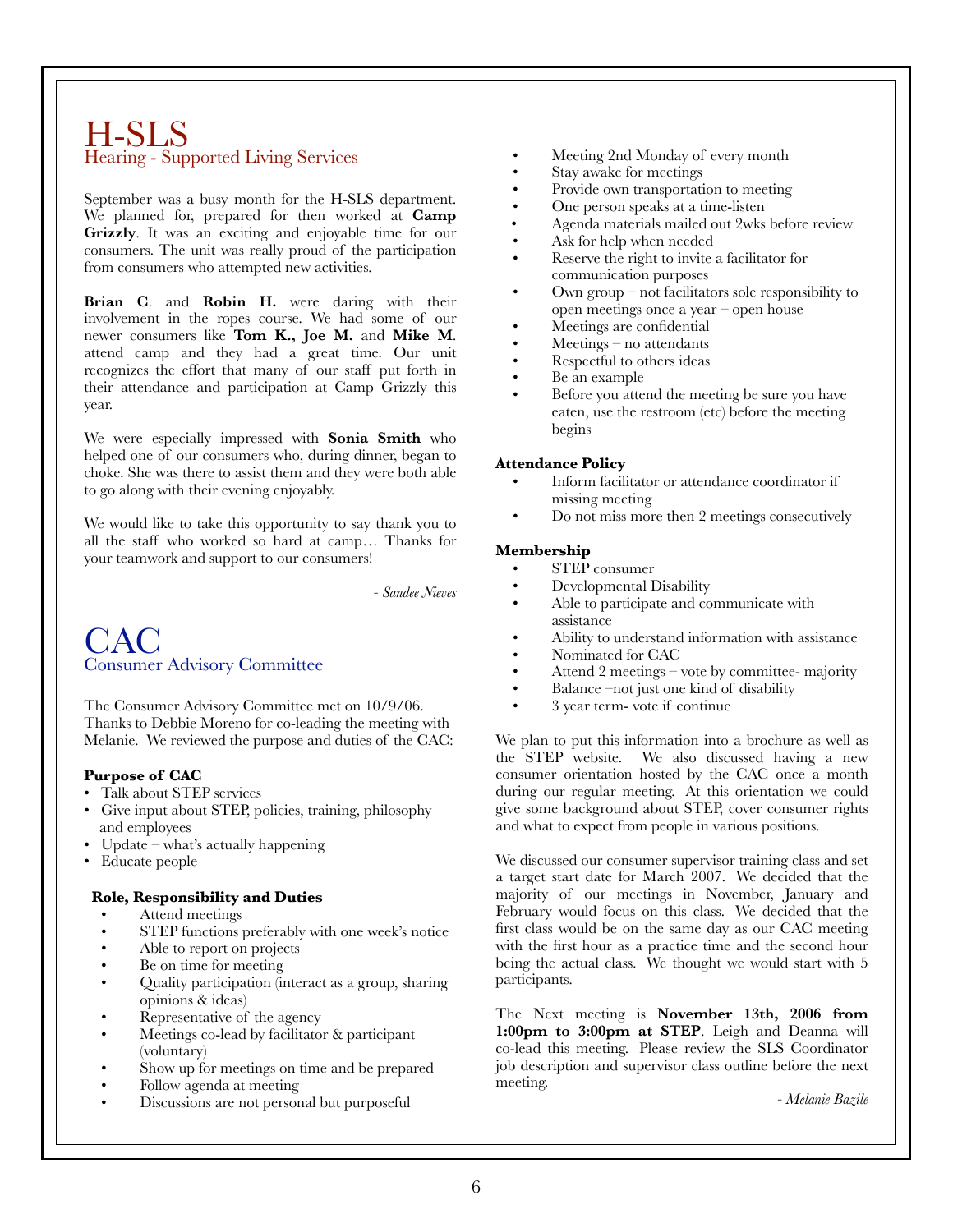# H-SLS

## Hearing - Supported Living Services

September was a busy month for the H-SLS department. We planned for, prepared for then worked at **Camp Grizzly**. It was an exciting and enjoyable time for our consumers. The unit was really proud of the participation from consumers who attempted new activities.

**Brian C**. and **Robin H.** were daring with their involvement in the ropes course. We had some of our newer consumers like **Tom K., Joe M.** and **Mike M**. attend camp and they had a great time. Our unit recognizes the effort that many of our staff put forth in their attendance and participation at Camp Grizzly this year.

We were especially impressed with **Sonia Smith** who helped one of our consumers who, during dinner, began to choke. She was there to assist them and they were both able to go along with their evening enjoyably.

We would like to take this opportunity to say thank you to all the staff who worked so hard at camp… Thanks for your teamwork and support to our consumers!

*- Sandee Nieves*

# CAC

## Consumer Advisory Committee

The Consumer Advisory Committee met on 10/9/06. Thanks to Debbie Moreno for co-leading the meeting with Melanie. We reviewed the purpose and duties of the CAC:

**Purpose of CAC**

- Talk about STEP services
- Give input about STEP, policies, training, philosophy and employees
- Update – what's actually happening
- Educate people

**Role, Responsibility and Duties**

- Attend meetings
- STEP functions preferably with one week's notice
- Able to report on projects
- Be on time for meeting
- Quality participation (interact as a group, sharing opinions & ideas)
- Representative of the agency
- Meetings co-lead by facilitator & participant (voluntary)
- Show up for meetings on time and be prepared
- Follow agenda at meeting
- Discussions are not personal but purposeful
- Meeting 2nd Monday of every month
- Stay awake for meetings
- Provide own transportation to meeting
- One person speaks at a time-listen
- Agenda materials mailed out 2wks before review
- Ask for help when needed
- Reserve the right to invite a facilitator for communication purposes
- Own group – not facilitators sole responsibility to open meetings once a year – open house
- Meetings are confidential
- Meetings – no attendants
- Respectful to others ideas
- Be an example
- Before you attend the meeting be sure you have eaten, use the restroom (etc) before the meeting begins

**Attendance Policy**

- Inform facilitator or attendance coordinator if missing meeting
- Do not miss more then 2 meetings consecutively

**Membership**

- STEP consumer
- Developmental Disability
- Able to participate and communicate with assistance
- Ability to understand information with assistance
- Nominated for CAC
- Attend 2 meetings – vote by committee- majority
- Balance –not just one kind of disability
- 3 year term- vote if continue

We plan to put this information into a brochure as well as the STEP website. We also discussed having a new consumer orientation hosted by the CAC once a month during our regular meeting. At this orientation we could give some background about STEP, cover consumer rights and what to expect from people in various positions.

We discussed our consumer supervisor training class and set a target start date for March 2007. We decided that the majority of our meetings in November, January and February would focus on this class. We decided that the first class would be on the same day as our CAC meeting with the first hour as a practice time and the second hour being the actual class. We thought we would start with 5 participants.

The Next meeting is **November 13th, 2006 from 1:00pm to 3:00pm at STEP**. Leigh and Deanna will co-lead this meeting. Please review the SLS Coordinator job description and supervisor class outline before the next meeting.

*- Melanie Bazile*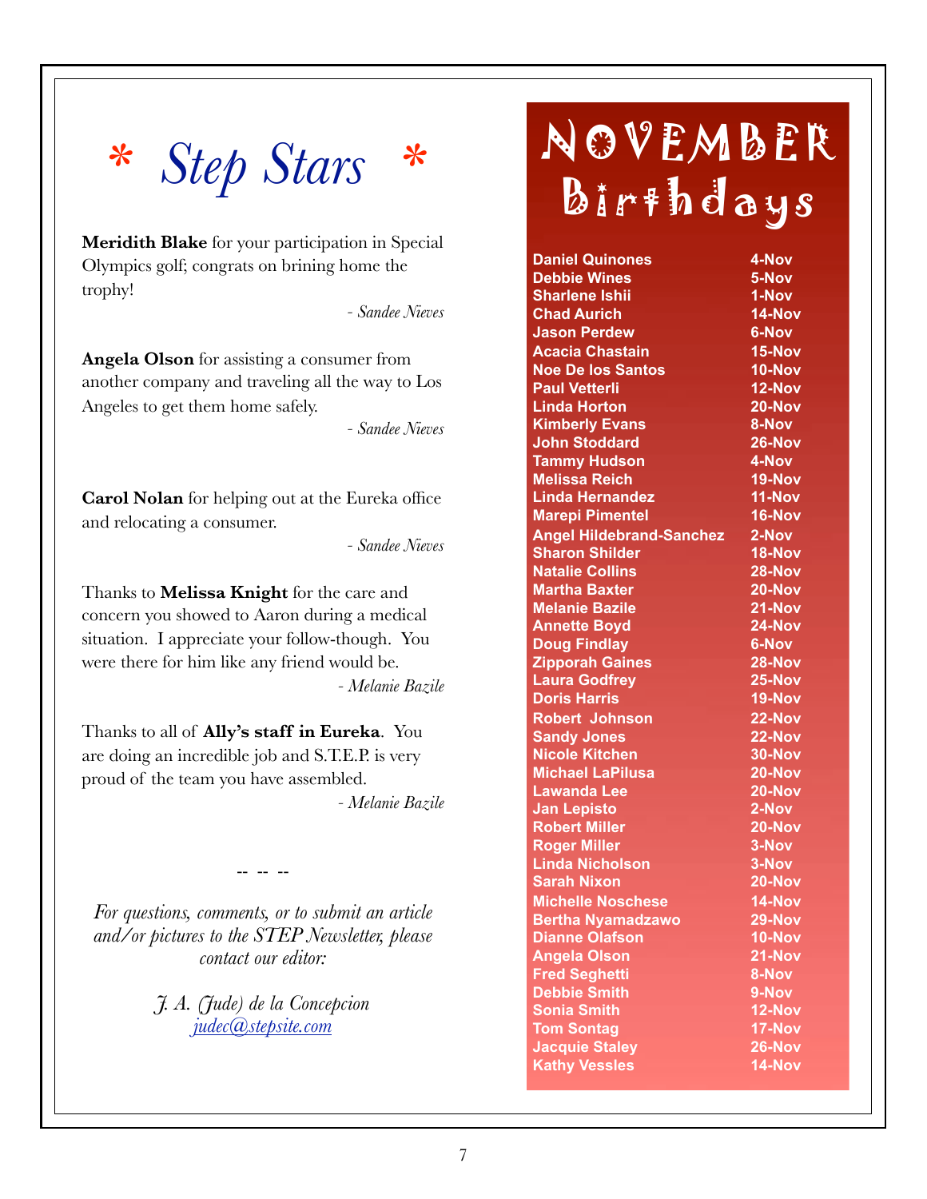# * Step Stars *

**Meridith Blake** for your participation in Special Olympics golf; congrats on brining home the trophy!

*- Sandee Nieves*

**Angela Olson** for assisting a consumer from another company and traveling all the way to Los Angeles to get them home safely.

*- Sandee Nieves*

**Carol Nolan** for helping out at the Eureka office and relocating a consumer.

*- Sandee Nieves*

Thanks to **Melissa Knight** for the care and concern you showed to Aaron during a medical situation. I appreciate your follow-though. You were there for him like any friend would be.

*- Melanie Bazile*

Thanks to all of **Ally's staff in Eureka**. You are doing an incredible job and S.T.E.P. is very proud of the team you have assembled.

*- Melanie Bazile*

-- -- --

*For questions, comments, or to submit an article and/or pictures to the STEP Newsletter, please contact our editor:*

*J. A. (Jude) de la Concepcion*
*judec@stepsite.com*

# NOVEMBER Birthdays

| Name | Date |
|---|---|
| Daniel Quinones | 4-Nov |
| Debbie Wines | 5-Nov |
| Sharlene Ishii | 1-Nov |
| Chad Aurich | 14-Nov |
| Jason Perdew | 6-Nov |
| Acacia Chastain | 15-Nov |
| Noe De los Santos | 10-Nov |
| Paul Vetterli | 12-Nov |
| Linda Horton | 20-Nov |
| Kimberly Evans | 8-Nov |
| John Stoddard | 26-Nov |
| Tammy Hudson | 4-Nov |
| Melissa Reich | 19-Nov |
| Linda Hernandez | 11-Nov |
| Marepi Pimentel | 16-Nov |
| Angel Hildebrand-Sanchez | 2-Nov |
| Sharon Shilder | 18-Nov |
| Natalie Collins | 28-Nov |
| Martha Baxter | 20-Nov |
| Melanie Bazile | 21-Nov |
| Annette Boyd | 24-Nov |
| Doug Findlay | 6-Nov |
| Zipporah Gaines | 28-Nov |
| Laura Godfrey | 25-Nov |
| Doris Harris | 19-Nov |
| Robert Johnson | 22-Nov |
| Sandy Jones | 22-Nov |
| Nicole Kitchen | 30-Nov |
| Michael LaPilusa | 20-Nov |
| Lawanda Lee | 20-Nov |
| Jan Lepisto | 2-Nov |
| Robert Miller | 20-Nov |
| Roger Miller | 3-Nov |
| Linda Nicholson | 3-Nov |
| Sarah Nixon | 20-Nov |
| Michelle Noschese | 14-Nov |
| Bertha Nyamadzawo | 29-Nov |
| Dianne Olafson | 10-Nov |
| Angela Olson | 21-Nov |
| Fred Seghetti | 8-Nov |
| Debbie Smith | 9-Nov |
| Sonia Smith | 12-Nov |
| Tom Sontag | 17-Nov |
| Jacquie Staley | 26-Nov |
| Kathy Vessles | 14-Nov |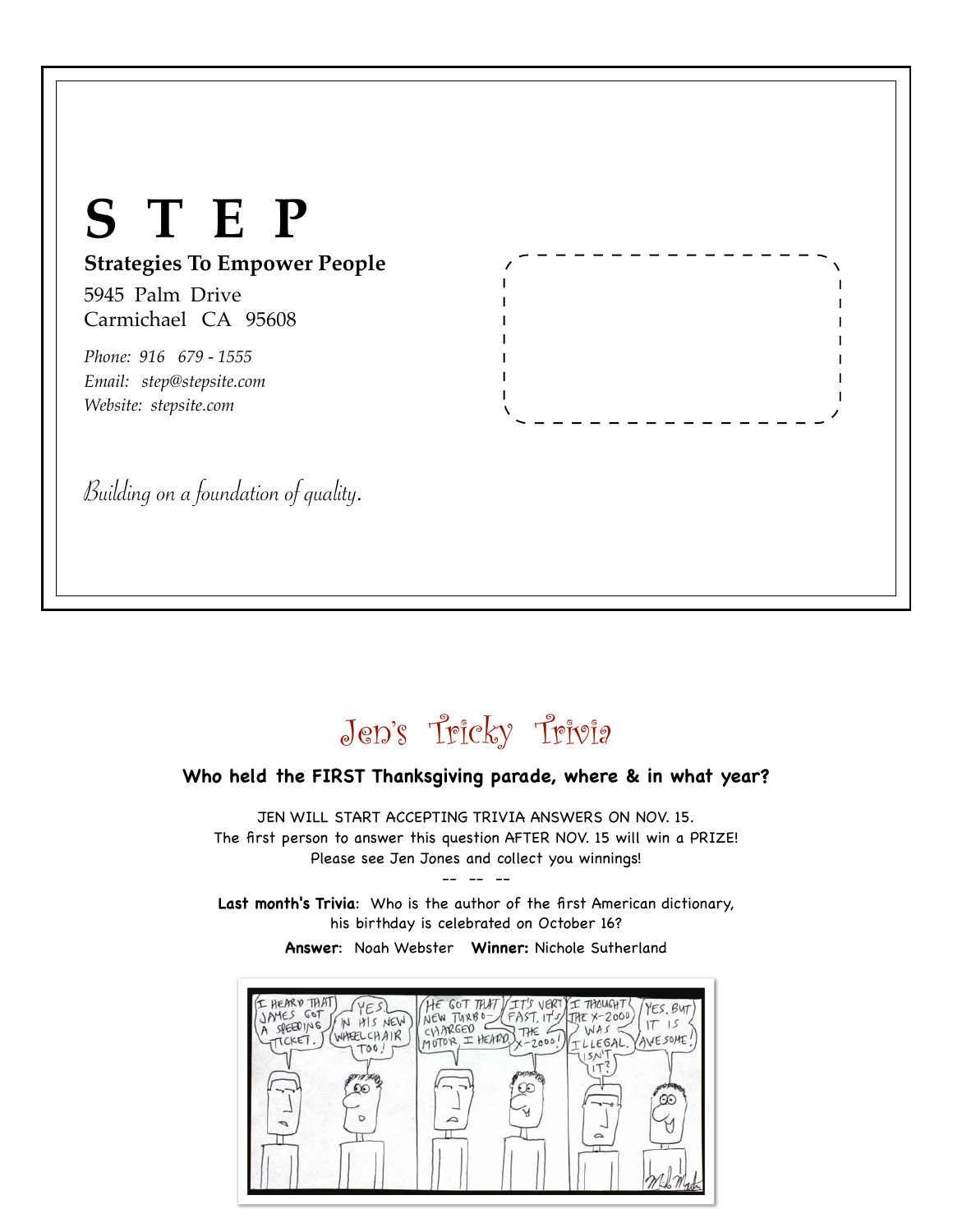# S T E P

**Strategies To Empower People**

5945 Palm Drive
Carmichael CA 95608

*Phone: 916 679 - 1555*
*Email: step@stepsite.com*
*Website: stepsite.com*

*Building on a foundation of quality.*

## Jen's Tricky Trivia

**Who held the FIRST Thanksgiving parade, where & in what year?**

JEN WILL START ACCEPTING TRIVIA ANSWERS ON NOV. 15.
The first person to answer this question AFTER NOV. 15 will win a PRIZE!
Please see Jen Jones and collect you winnings!

-- -- --

**Last month's Trivia**: Who is the author of the first American dictionary, his birthday is celebrated on October 16?

**Answer**: Noah Webster **Winner:** Nichole Sutherland